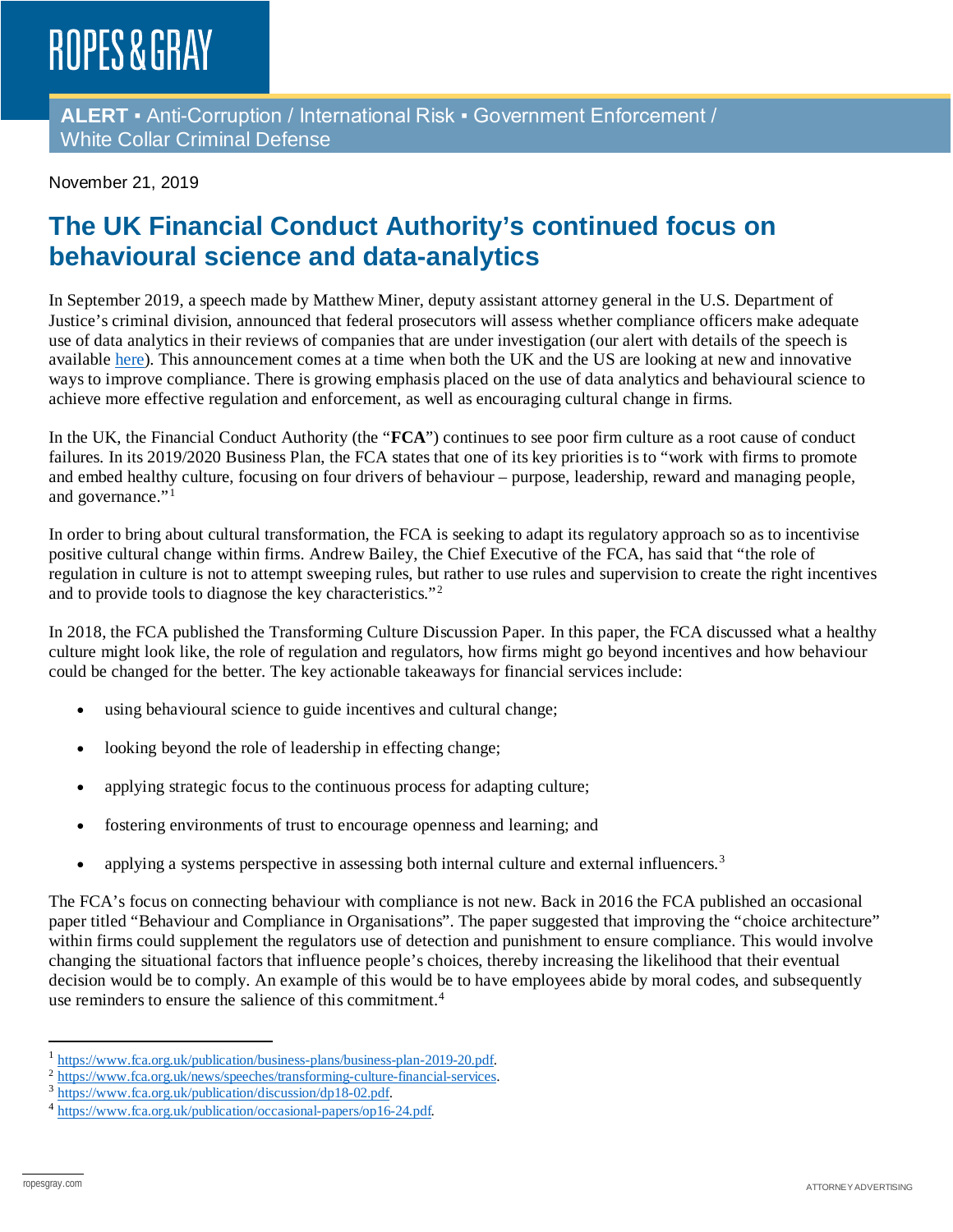ROPES & GRAY

**ALERT** ▪ Anti-Corruption / International Risk ▪ Government Enforcement / White Collar Criminal Defense

November 21, 2019

# The UK Financial Conduct Authority's continued focus on behavioural science and data-analytics

In September 2019, a speech made by Matthew Miner, deputy assistant attorney general in the U.S. Department of Justice's criminal division, announced that federal prosecutors will assess whether compliance officers make adequate use of data analytics in their reviews of companies that are under investigation (our alert with details of the speech is available here). This announcement comes at a time when both the UK and the US are looking at new and innovative ways to improve compliance. There is growing emphasis placed on the use of data analytics and behavioural science to achieve more effective regulation and enforcement, as well as encouraging cultural change in firms.

In the UK, the Financial Conduct Authority (the "**FCA**") continues to see poor firm culture as a root cause of conduct failures. In its 2019/2020 Business Plan, the FCA states that one of its key priorities is to "work with firms to promote and embed healthy culture, focusing on four drivers of behaviour – purpose, leadership, reward and managing people, and governance."[1]

In order to bring about cultural transformation, the FCA is seeking to adapt its regulatory approach so as to incentivise positive cultural change within firms. Andrew Bailey, the Chief Executive of the FCA, has said that "the role of regulation in culture is not to attempt sweeping rules, but rather to use rules and supervision to create the right incentives and to provide tools to diagnose the key characteristics."[2]

In 2018, the FCA published the Transforming Culture Discussion Paper. In this paper, the FCA discussed what a healthy culture might look like, the role of regulation and regulators, how firms might go beyond incentives and how behaviour could be changed for the better. The key actionable takeaways for financial services include:

- using behavioural science to guide incentives and cultural change;
- looking beyond the role of leadership in effecting change;
- applying strategic focus to the continuous process for adapting culture;
- fostering environments of trust to encourage openness and learning; and
- applying a systems perspective in assessing both internal culture and external influencers.[3]

The FCA's focus on connecting behaviour with compliance is not new. Back in 2016 the FCA published an occasional paper titled "Behaviour and Compliance in Organisations". The paper suggested that improving the "choice architecture" within firms could supplement the regulators use of detection and punishment to ensure compliance. This would involve changing the situational factors that influence people's choices, thereby increasing the likelihood that their eventual decision would be to comply. An example of this would be to have employees abide by moral codes, and subsequently use reminders to ensure the salience of this commitment.[4]

---

[1] https://www.fca.org.uk/publication/business-plans/business-plan-2019-20.pdf.

[2] https://www.fca.org.uk/news/speeches/transforming-culture-financial-services.

[3] https://www.fca.org.uk/publication/discussion/dp18-02.pdf.

[4] https://www.fca.org.uk/publication/occasional-papers/op16-24.pdf.

ropesgray.com

ATTORNEY ADVERTISING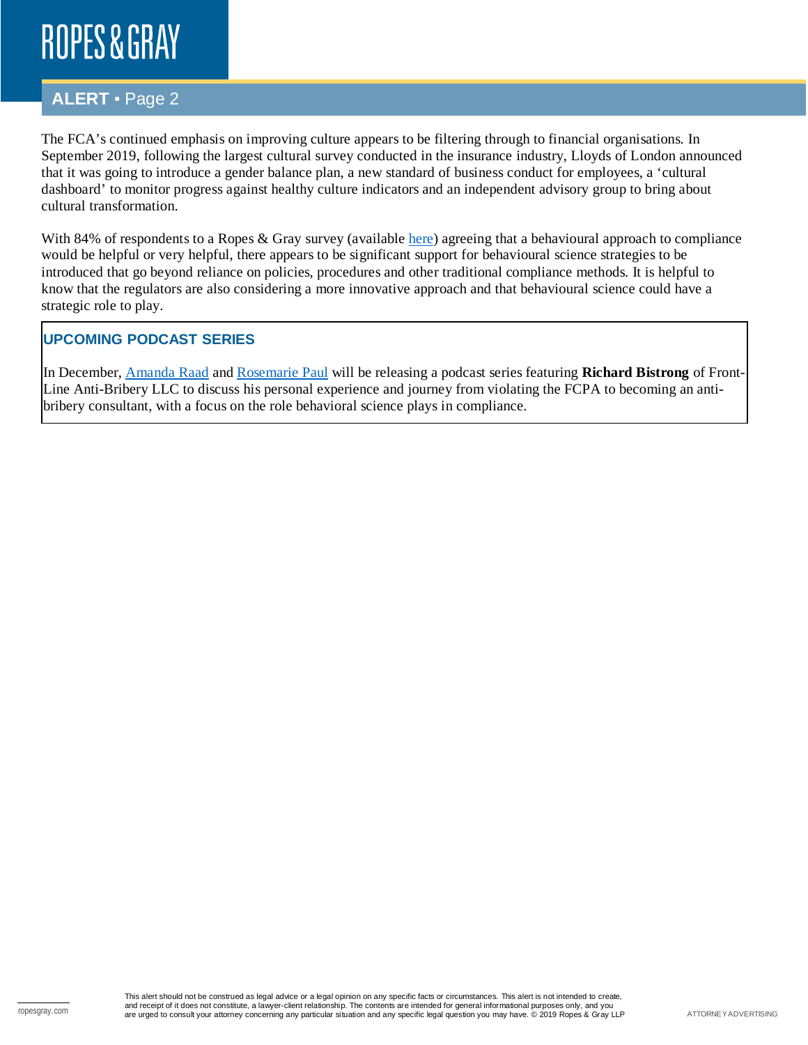The FCA's continued emphasis on improving culture appears to be filtering through to financial organisations. In September 2019, following the largest cultural survey conducted in the insurance industry, Lloyds of London announced that it was going to introduce a gender balance plan, a new standard of business conduct for employees, a 'cultural dashboard' to monitor progress against healthy culture indicators and an independent advisory group to bring about cultural transformation.

With 84% of respondents to a Ropes & Gray survey (available here) agreeing that a behavioural approach to compliance would be helpful or very helpful, there appears to be significant support for behavioural science strategies to be introduced that go beyond reliance on policies, procedures and other traditional compliance methods. It is helpful to know that the regulators are also considering a more innovative approach and that behavioural science could have a strategic role to play.

### UPCOMING PODCAST SERIES

In December, Amanda Raad and Rosemarie Paul will be releasing a podcast series featuring **Richard Bistrong** of Front-Line Anti-Bribery LLC to discuss his personal experience and journey from violating the FCPA to becoming an anti-bribery consultant, with a focus on the role behavioral science plays in compliance.

This alert should not be construed as legal advice or a legal opinion on any specific facts or circumstances. This alert is not intended to create, and receipt of it does not constitute, a lawyer-client relationship. The contents are intended for general informational purposes only, and you are urged to consult your attorney concerning any particular situation and any specific legal question you may have. © 2019 Ropes & Gray LLP

ATTORNEY ADVERTISING